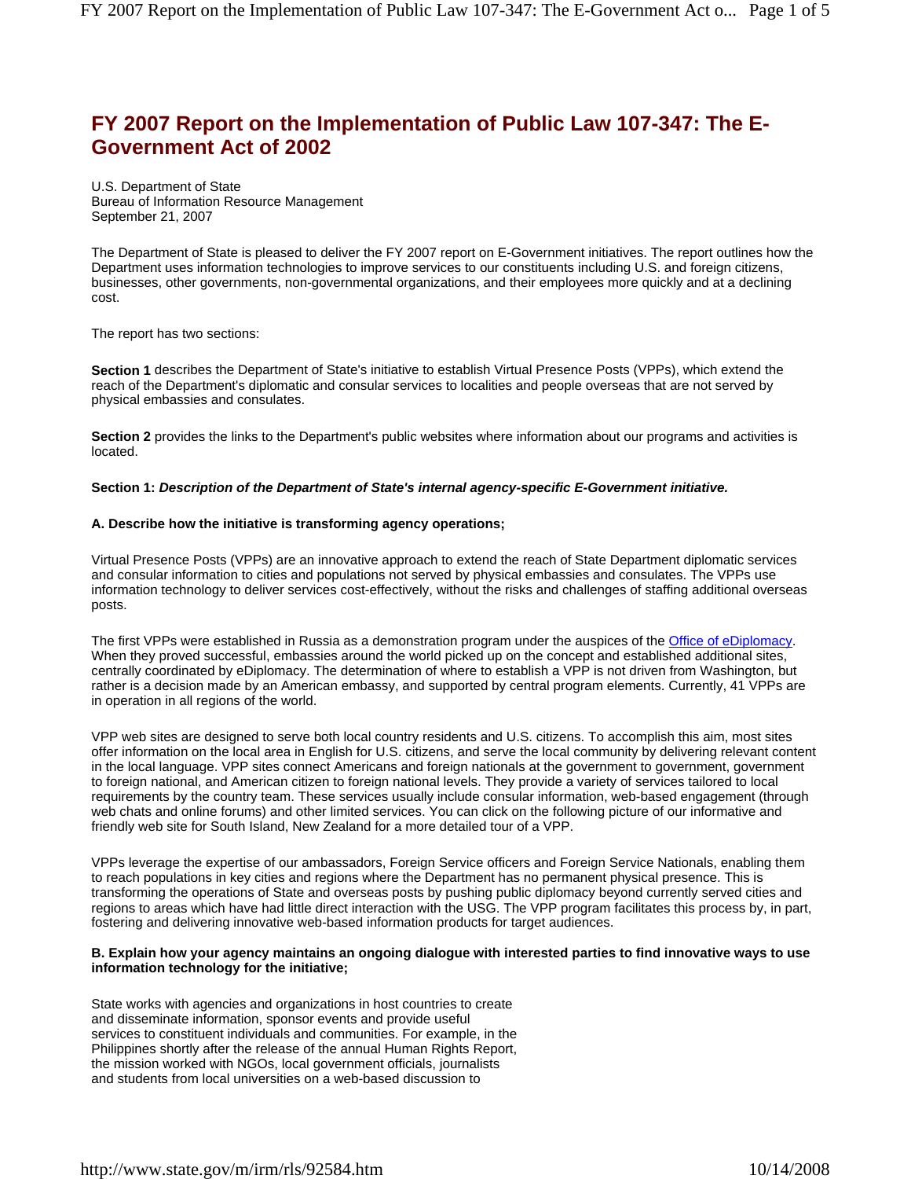# FY 2007 Report on the Implementation of Public Law 107-347: The E-Government Act of 2002

U.S. Department of State
Bureau of Information Resource Management
September 21, 2007

The Department of State is pleased to deliver the FY 2007 report on E-Government initiatives. The report outlines how the Department uses information technologies to improve services to our constituents including U.S. and foreign citizens, businesses, other governments, non-governmental organizations, and their employees more quickly and at a declining cost.

The report has two sections:

**Section 1** describes the Department of State's initiative to establish Virtual Presence Posts (VPPs), which extend the reach of the Department's diplomatic and consular services to localities and people overseas that are not served by physical embassies and consulates.

**Section 2** provides the links to the Department's public websites where information about our programs and activities is located.

**Section 1: *Description of the Department of State's internal agency-specific E-Government initiative.***

**A. Describe how the initiative is transforming agency operations;**

Virtual Presence Posts (VPPs) are an innovative approach to extend the reach of State Department diplomatic services and consular information to cities and populations not served by physical embassies and consulates. The VPPs use information technology to deliver services cost-effectively, without the risks and challenges of staffing additional overseas posts.

The first VPPs were established in Russia as a demonstration program under the auspices of the Office of eDiplomacy. When they proved successful, embassies around the world picked up on the concept and established additional sites, centrally coordinated by eDiplomacy. The determination of where to establish a VPP is not driven from Washington, but rather is a decision made by an American embassy, and supported by central program elements. Currently, 41 VPPs are in operation in all regions of the world.

VPP web sites are designed to serve both local country residents and U.S. citizens. To accomplish this aim, most sites offer information on the local area in English for U.S. citizens, and serve the local community by delivering relevant content in the local language. VPP sites connect Americans and foreign nationals at the government to government, government to foreign national, and American citizen to foreign national levels. They provide a variety of services tailored to local requirements by the country team. These services usually include consular information, web-based engagement (through web chats and online forums) and other limited services. You can click on the following picture of our informative and friendly web site for South Island, New Zealand for a more detailed tour of a VPP.

VPPs leverage the expertise of our ambassadors, Foreign Service officers and Foreign Service Nationals, enabling them to reach populations in key cities and regions where the Department has no permanent physical presence. This is transforming the operations of State and overseas posts by pushing public diplomacy beyond currently served cities and regions to areas which have had little direct interaction with the USG. The VPP program facilitates this process by, in part, fostering and delivering innovative web-based information products for target audiences.

**B. Explain how your agency maintains an ongoing dialogue with interested parties to find innovative ways to use information technology for the initiative;**

State works with agencies and organizations in host countries to create and disseminate information, sponsor events and provide useful services to constituent individuals and communities. For example, in the Philippines shortly after the release of the annual Human Rights Report, the mission worked with NGOs, local government officials, journalists and students from local universities on a web-based discussion to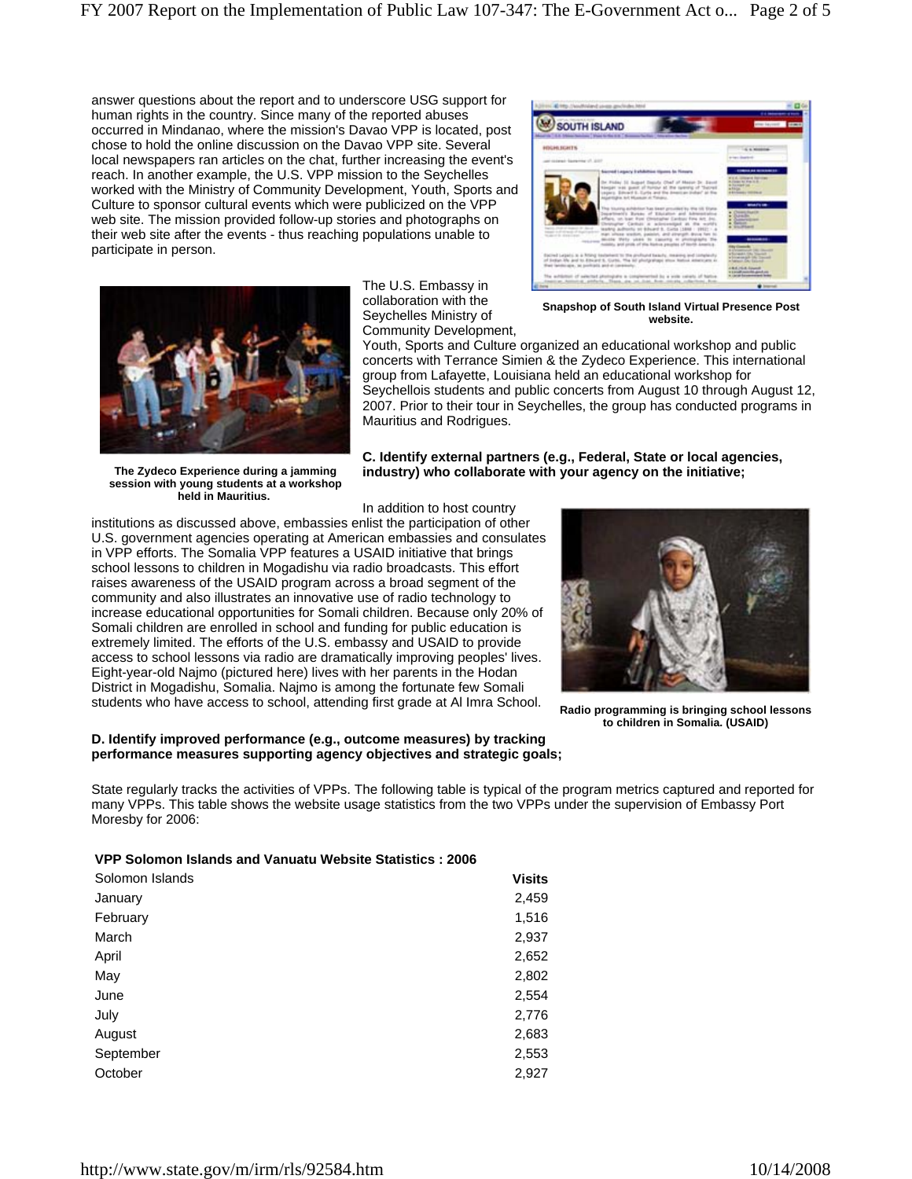answer questions about the report and to underscore USG support for human rights in the country. Since many of the reported abuses occurred in Mindanao, where the mission's Davao VPP is located, post chose to hold the online discussion on the Davao VPP site. Several local newspapers ran articles on the chat, further increasing the event's reach. In another example, the U.S. VPP mission to the Seychelles worked with the Ministry of Community Development, Youth, Sports and Culture to sponsor cultural events which were publicized on the VPP web site. The mission provided follow-up stories and photographs on their web site after the events - thus reaching populations unable to participate in person.

**Snapshot of South Island Virtual Presence Post website.**

The U.S. Embassy in collaboration with the Seychelles Ministry of Community Development, Youth, Sports and Culture organized an educational workshop and public concerts with Terrance Simien & the Zydeco Experience. This international group from Lafayette, Louisiana held an educational workshop for Seychellois students and public concerts from August 10 through August 12, 2007. Prior to their tour in Seychelles, the group has conducted programs in Mauritius and Rodrigues.

**The Zydeco Experience during a jamming session with young students at a workshop held in Mauritius.**

**C. Identify external partners (e.g., Federal, State or local agencies, industry) who collaborate with your agency on the initiative;**

In addition to host country institutions as discussed above, embassies enlist the participation of other U.S. government agencies operating at American embassies and consulates in VPP efforts. The Somalia VPP features a USAID initiative that brings school lessons to children in Mogadishu via radio broadcasts. This effort raises awareness of the USAID program across a broad segment of the community and also illustrates an innovative use of radio technology to increase educational opportunities for Somali children. Because only 20% of Somali children are enrolled in school and funding for public education is extremely limited. The efforts of the U.S. embassy and USAID to provide access to school lessons via radio are dramatically improving peoples' lives. Eight-year-old Najmo (pictured here) lives with her parents in the Hodan District in Mogadishu, Somalia. Najmo is among the fortunate few Somali students who have access to school, attending first grade at Al Imra School.

**Radio programming is bringing school lessons to children in Somalia. (USAID)**

**D. Identify improved performance (e.g., outcome measures) by tracking performance measures supporting agency objectives and strategic goals;**

State regularly tracks the activities of VPPs. The following table is typical of the program metrics captured and reported for many VPPs. This table shows the website usage statistics from the two VPPs under the supervision of Embassy Port Moresby for 2006:

**VPP Solomon Islands and Vanuatu Website Statistics : 2006**

| Solomon Islands | Visits |
|---|---|
| January | 2,459 |
| February | 1,516 |
| March | 2,937 |
| April | 2,652 |
| May | 2,802 |
| June | 2,554 |
| July | 2,776 |
| August | 2,683 |
| September | 2,553 |
| October | 2,927 |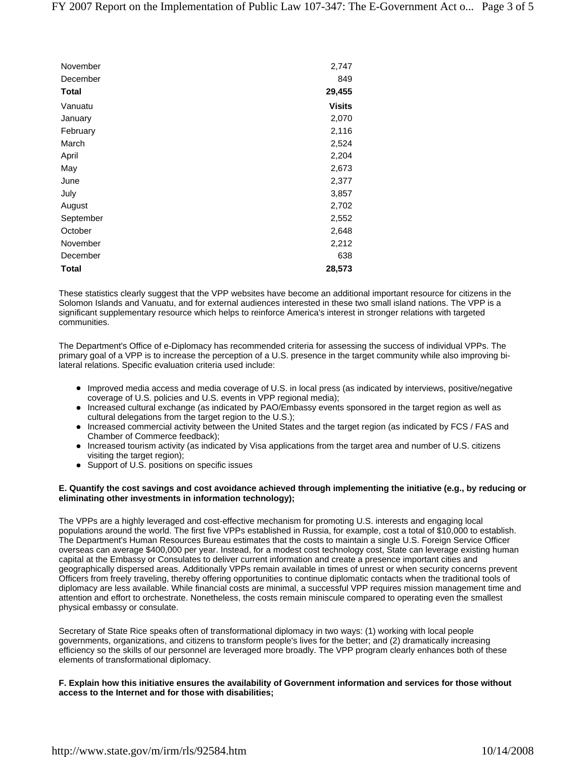| | |
|---|---|
| November | 2,747 |
| December | 849 |
| **Total** | **29,455** |

| Vanuatu | **Visits** |
|---|---|
| January | 2,070 |
| February | 2,116 |
| March | 2,524 |
| April | 2,204 |
| May | 2,673 |
| June | 2,377 |
| July | 3,857 |
| August | 2,702 |
| September | 2,552 |
| October | 2,648 |
| November | 2,212 |
| December | 638 |
| **Total** | **28,573** |

These statistics clearly suggest that the VPP websites have become an additional important resource for citizens in the Solomon Islands and Vanuatu, and for external audiences interested in these two small island nations. The VPP is a significant supplementary resource which helps to reinforce America's interest in stronger relations with targeted communities.

The Department's Office of e-Diplomacy has recommended criteria for assessing the success of individual VPPs. The primary goal of a VPP is to increase the perception of a U.S. presence in the target community while also improving bi-lateral relations. Specific evaluation criteria used include:

- Improved media access and media coverage of U.S. in local press (as indicated by interviews, positive/negative coverage of U.S. policies and U.S. events in VPP regional media);
- Increased cultural exchange (as indicated by PAO/Embassy events sponsored in the target region as well as cultural delegations from the target region to the U.S.);
- Increased commercial activity between the United States and the target region (as indicated by FCS / FAS and Chamber of Commerce feedback);
- Increased tourism activity (as indicated by Visa applications from the target area and number of U.S. citizens visiting the target region);
- Support of U.S. positions on specific issues

**E. Quantify the cost savings and cost avoidance achieved through implementing the initiative (e.g., by reducing or eliminating other investments in information technology);**

The VPPs are a highly leveraged and cost-effective mechanism for promoting U.S. interests and engaging local populations around the world. The first five VPPs established in Russia, for example, cost a total of $10,000 to establish. The Department's Human Resources Bureau estimates that the costs to maintain a single U.S. Foreign Service Officer overseas can average $400,000 per year. Instead, for a modest cost technology cost, State can leverage existing human capital at the Embassy or Consulates to deliver current information and create a presence important cities and geographically dispersed areas. Additionally VPPs remain available in times of unrest or when security concerns prevent Officers from freely traveling, thereby offering opportunities to continue diplomatic contacts when the traditional tools of diplomacy are less available. While financial costs are minimal, a successful VPP requires mission management time and attention and effort to orchestrate. Nonetheless, the costs remain miniscule compared to operating even the smallest physical embassy or consulate.

Secretary of State Rice speaks often of transformational diplomacy in two ways: (1) working with local people governments, organizations, and citizens to transform people's lives for the better; and (2) dramatically increasing efficiency so the skills of our personnel are leveraged more broadly. The VPP program clearly enhances both of these elements of transformational diplomacy.

**F. Explain how this initiative ensures the availability of Government information and services for those without access to the Internet and for those with disabilities;**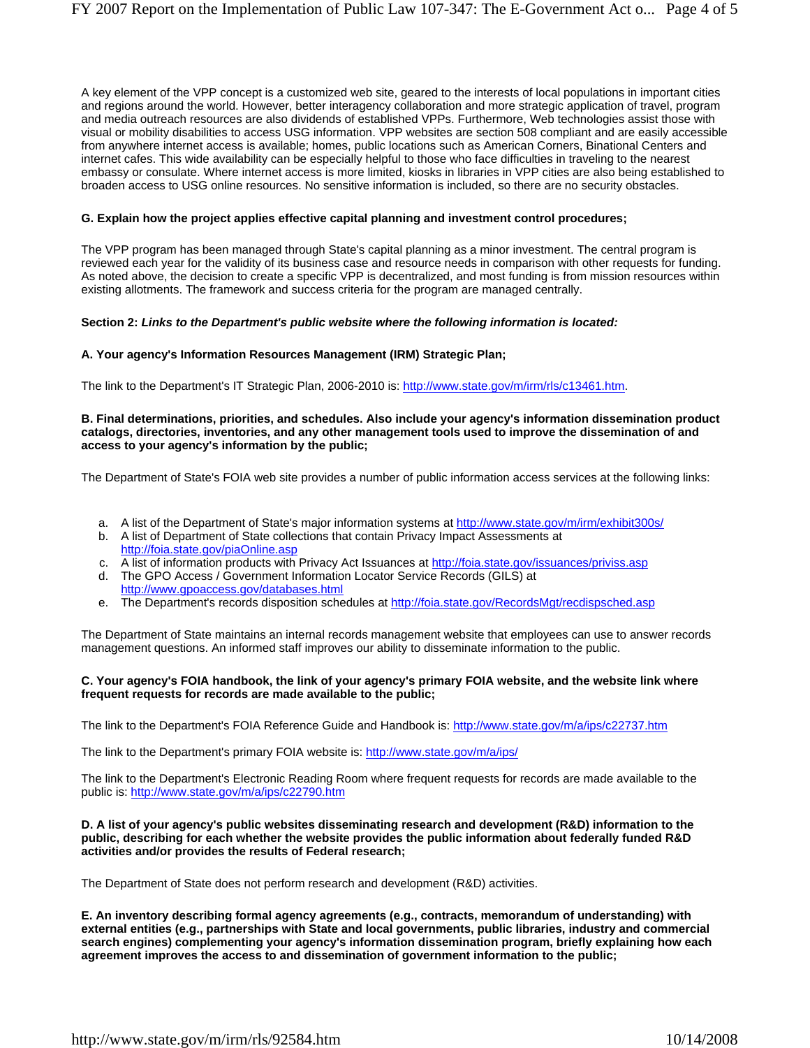A key element of the VPP concept is a customized web site, geared to the interests of local populations in important cities and regions around the world. However, better interagency collaboration and more strategic application of travel, program and media outreach resources are also dividends of established VPPs. Furthermore, Web technologies assist those with visual or mobility disabilities to access USG information. VPP websites are section 508 compliant and are easily accessible from anywhere internet access is available; homes, public locations such as American Corners, Binational Centers and internet cafes. This wide availability can be especially helpful to those who face difficulties in traveling to the nearest embassy or consulate. Where internet access is more limited, kiosks in libraries in VPP cities are also being established to broaden access to USG online resources. No sensitive information is included, so there are no security obstacles.

**G. Explain how the project applies effective capital planning and investment control procedures;**

The VPP program has been managed through State's capital planning as a minor investment. The central program is reviewed each year for the validity of its business case and resource needs in comparison with other requests for funding. As noted above, the decision to create a specific VPP is decentralized, and most funding is from mission resources within existing allotments. The framework and success criteria for the program are managed centrally.

**Section 2: *Links to the Department's public website where the following information is located:***

**A. Your agency's Information Resources Management (IRM) Strategic Plan;**

The link to the Department's IT Strategic Plan, 2006-2010 is: http://www.state.gov/m/irm/rls/c13461.htm.

**B. Final determinations, priorities, and schedules. Also include your agency's information dissemination product catalogs, directories, inventories, and any other management tools used to improve the dissemination of and access to your agency's information by the public;**

The Department of State's FOIA web site provides a number of public information access services at the following links:

a. A list of the Department of State's major information systems at http://www.state.gov/m/irm/exhibit300s/
b. A list of Department of State collections that contain Privacy Impact Assessments at http://foia.state.gov/piaOnline.asp
c. A list of information products with Privacy Act Issuances at http://foia.state.gov/issuances/priviss.asp
d. The GPO Access / Government Information Locator Service Records (GILS) at http://www.gpoaccess.gov/databases.html
e. The Department's records disposition schedules at http://foia.state.gov/RecordsMgt/recdispsched.asp

The Department of State maintains an internal records management website that employees can use to answer records management questions. An informed staff improves our ability to disseminate information to the public.

**C. Your agency's FOIA handbook, the link of your agency's primary FOIA website, and the website link where frequent requests for records are made available to the public;**

The link to the Department's FOIA Reference Guide and Handbook is: http://www.state.gov/m/a/ips/c22737.htm

The link to the Department's primary FOIA website is: http://www.state.gov/m/a/ips/

The link to the Department's Electronic Reading Room where frequent requests for records are made available to the public is: http://www.state.gov/m/a/ips/c22790.htm

**D. A list of your agency's public websites disseminating research and development (R&D) information to the public, describing for each whether the website provides the public information about federally funded R&D activities and/or provides the results of Federal research;**

The Department of State does not perform research and development (R&D) activities.

**E. An inventory describing formal agency agreements (e.g., contracts, memorandum of understanding) with external entities (e.g., partnerships with State and local governments, public libraries, industry and commercial search engines) complementing your agency's information dissemination program, briefly explaining how each agreement improves the access to and dissemination of government information to the public;**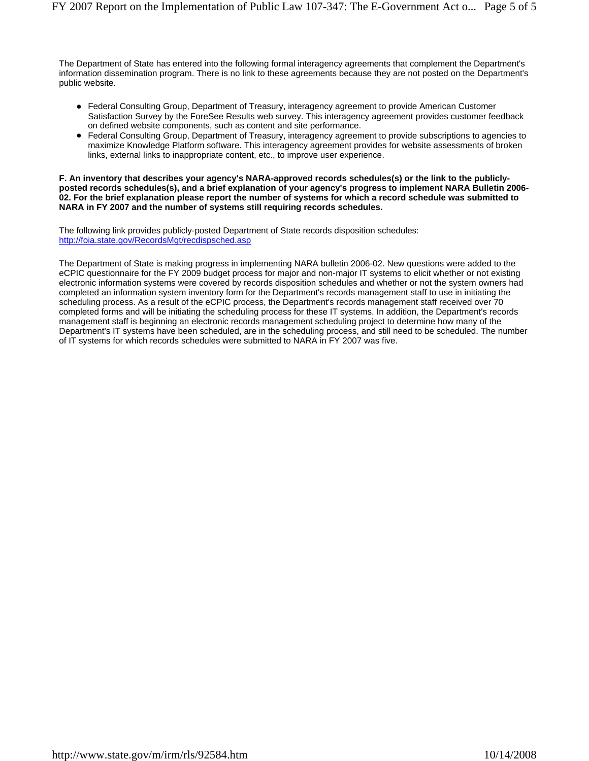The Department of State has entered into the following formal interagency agreements that complement the Department's information dissemination program. There is no link to these agreements because they are not posted on the Department's public website.

- Federal Consulting Group, Department of Treasury, interagency agreement to provide American Customer Satisfaction Survey by the ForeSee Results web survey. This interagency agreement provides customer feedback on defined website components, such as content and site performance.
- Federal Consulting Group, Department of Treasury, interagency agreement to provide subscriptions to agencies to maximize Knowledge Platform software. This interagency agreement provides for website assessments of broken links, external links to inappropriate content, etc., to improve user experience.

**F. An inventory that describes your agency's NARA-approved records schedules(s) or the link to the publicly-posted records schedules(s), and a brief explanation of your agency's progress to implement NARA Bulletin 2006-02. For the brief explanation please report the number of systems for which a record schedule was submitted to NARA in FY 2007 and the number of systems still requiring records schedules.**

The following link provides publicly-posted Department of State records disposition schedules: [http://foia.state.gov/RecordsMgt/recdispsched.asp](http://foia.state.gov/RecordsMgt/recdispsched.asp)

The Department of State is making progress in implementing NARA bulletin 2006-02. New questions were added to the eCPIC questionnaire for the FY 2009 budget process for major and non-major IT systems to elicit whether or not existing electronic information systems were covered by records disposition schedules and whether or not the system owners had completed an information system inventory form for the Department's records management staff to use in initiating the scheduling process. As a result of the eCPIC process, the Department's records management staff received over 70 completed forms and will be initiating the scheduling process for these IT systems. In addition, the Department's records management staff is beginning an electronic records management scheduling project to determine how many of the Department's IT systems have been scheduled, are in the scheduling process, and still need to be scheduled. The number of IT systems for which records schedules were submitted to NARA in FY 2007 was five.